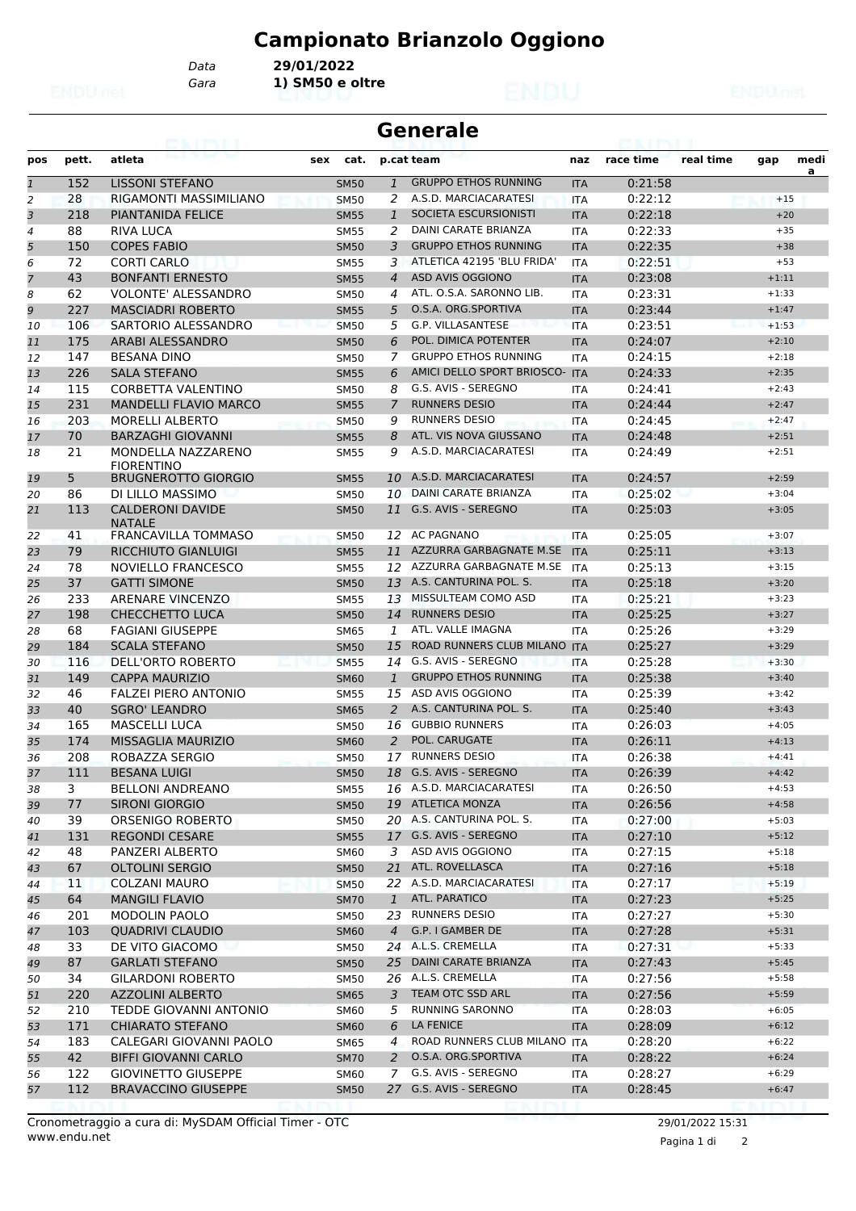# Campionato Brianzolo Oggiono

Data **29/01/2022**

Gara **1) SM50 e oltre**

## Generale

| pos | pett. | atleta | sex | cat. | p.cat | team | naz | race time | real time | gap | media |
|---|---|---|---|---|---|---|---|---|---|---|---|
| 1 | 152 | LISSONI STEFANO | | SM50 | 1 | GRUPPO ETHOS RUNNING | ITA | 0:21:58 | | | |
| 2 | 28 | RIGAMONTI MASSIMILIANO | | SM50 | 2 | A.S.D. MARCIACARATESI | ITA | 0:22:12 | | +15 | |
| 3 | 218 | PIANTANIDA FELICE | | SM55 | 1 | SOCIETA ESCURSIONISTI | ITA | 0:22:18 | | +20 | |
| 4 | 88 | RIVA LUCA | | SM55 | 2 | DAINI CARATE BRIANZA | ITA | 0:22:33 | | +35 | |
| 5 | 150 | COPES FABIO | | SM50 | 3 | GRUPPO ETHOS RUNNING | ITA | 0:22:35 | | +38 | |
| 6 | 72 | CORTI CARLO | | SM55 | 3 | ATLETICA 42195 'BLU FRIDA' | ITA | 0:22:51 | | +53 | |
| 7 | 43 | BONFANTI ERNESTO | | SM55 | 4 | ASD AVIS OGGIONO | ITA | 0:23:08 | | +1:11 | |
| 8 | 62 | VOLONTE' ALESSANDRO | | SM50 | 4 | ATL. O.S.A. SARONNO LIB. | ITA | 0:23:31 | | +1:33 | |
| 9 | 227 | MASCIADRI ROBERTO | | SM55 | 5 | O.S.A. ORG.SPORTIVA | ITA | 0:23:44 | | +1:47 | |
| 10 | 106 | SARTORIO ALESSANDRO | | SM50 | 5 | G.P. VILLASANTESE | ITA | 0:23:51 | | +1:53 | |
| 11 | 175 | ARABI ALESSANDRO | | SM50 | 6 | POL. DIMICA POTENTER | ITA | 0:24:07 | | +2:10 | |
| 12 | 147 | BESANA DINO | | SM50 | 7 | GRUPPO ETHOS RUNNING | ITA | 0:24:15 | | +2:18 | |
| 13 | 226 | SALA STEFANO | | SM55 | 6 | AMICI DELLO SPORT BRIOSCO- | ITA | 0:24:33 | | +2:35 | |
| 14 | 115 | CORBETTA VALENTINO | | SM50 | 8 | G.S. AVIS - SEREGNO | ITA | 0:24:41 | | +2:43 | |
| 15 | 231 | MANDELLI FLAVIO MARCO | | SM55 | 7 | RUNNERS DESIO | ITA | 0:24:44 | | +2:47 | |
| 16 | 203 | MORELLI ALBERTO | | SM50 | 9 | RUNNERS DESIO | ITA | 0:24:45 | | +2:47 | |
| 17 | 70 | BARZAGHI GIOVANNI | | SM55 | 8 | ATL. VIS NOVA GIUSSANO | ITA | 0:24:48 | | +2:51 | |
| 18 | 21 | MONDELLA NAZZARENO FIORENTINO | | SM55 | 9 | A.S.D. MARCIACARATESI | ITA | 0:24:49 | | +2:51 | |
| 19 | 5 | BRUGNEROTTO GIORGIO | | SM55 | 10 | A.S.D. MARCIACARATESI | ITA | 0:24:57 | | +2:59 | |
| 20 | 86 | DI LILLO MASSIMO | | SM50 | 10 | DAINI CARATE BRIANZA | ITA | 0:25:02 | | +3:04 | |
| 21 | 113 | CALDERONI DAVIDE NATALE | | SM50 | 11 | G.S. AVIS - SEREGNO | ITA | 0:25:03 | | +3:05 | |
| 22 | 41 | FRANCAVILLA TOMMASO | | SM50 | 12 | AC PAGNANO | ITA | 0:25:05 | | +3:07 | |
| 23 | 79 | RICCHIUTO GIANLUIGI | | SM55 | 11 | AZZURRA GARBAGNATE M.SE | ITA | 0:25:11 | | +3:13 | |
| 24 | 78 | NOVIELLO FRANCESCO | | SM55 | 12 | AZZURRA GARBAGNATE M.SE | ITA | 0:25:13 | | +3:15 | |
| 25 | 37 | GATTI SIMONE | | SM50 | 13 | A.S. CANTURINA POL. S. | ITA | 0:25:18 | | +3:20 | |
| 26 | 233 | ARENARE VINCENZO | | SM55 | 13 | MISSULTEAM COMO ASD | ITA | 0:25:21 | | +3:23 | |
| 27 | 198 | CHECCHETTO LUCA | | SM50 | 14 | RUNNERS DESIO | ITA | 0:25:25 | | +3:27 | |
| 28 | 68 | FAGIANI GIUSEPPE | | SM65 | 1 | ATL. VALLE IMAGNA | ITA | 0:25:26 | | +3:29 | |
| 29 | 184 | SCALA STEFANO | | SM50 | 15 | ROAD RUNNERS CLUB MILANO | ITA | 0:25:27 | | +3:29 | |
| 30 | 116 | DELL'ORTO ROBERTO | | SM55 | 14 | G.S. AVIS - SEREGNO | ITA | 0:25:28 | | +3:30 | |
| 31 | 149 | CAPPA MAURIZIO | | SM60 | 1 | GRUPPO ETHOS RUNNING | ITA | 0:25:38 | | +3:40 | |
| 32 | 46 | FALZEI PIERO ANTONIO | | SM55 | 15 | ASD AVIS OGGIONO | ITA | 0:25:39 | | +3:42 | |
| 33 | 40 | SGRO' LEANDRO | | SM65 | 2 | A.S. CANTURINA POL. S. | ITA | 0:25:40 | | +3:43 | |
| 34 | 165 | MASCELLI LUCA | | SM50 | 16 | GUBBIO RUNNERS | ITA | 0:26:03 | | +4:05 | |
| 35 | 174 | MISSAGLIA MAURIZIO | | SM60 | 2 | POL. CARUGATE | ITA | 0:26:11 | | +4:13 | |
| 36 | 208 | ROBAZZA SERGIO | | SM50 | 17 | RUNNERS DESIO | ITA | 0:26:38 | | +4:41 | |
| 37 | 111 | BESANA LUIGI | | SM50 | 18 | G.S. AVIS - SEREGNO | ITA | 0:26:39 | | +4:42 | |
| 38 | 3 | BELLONI ANDREANO | | SM55 | 16 | A.S.D. MARCIACARATESI | ITA | 0:26:50 | | +4:53 | |
| 39 | 77 | SIRONI GIORGIO | | SM50 | 19 | ATLETICA MONZA | ITA | 0:26:56 | | +4:58 | |
| 40 | 39 | ORSENIGO ROBERTO | | SM50 | 20 | A.S. CANTURINA POL. S. | ITA | 0:27:00 | | +5:03 | |
| 41 | 131 | REGONDI CESARE | | SM55 | 17 | G.S. AVIS - SEREGNO | ITA | 0:27:10 | | +5:12 | |
| 42 | 48 | PANZERI ALBERTO | | SM60 | 3 | ASD AVIS OGGIONO | ITA | 0:27:15 | | +5:18 | |
| 43 | 67 | OLTOLINI SERGIO | | SM50 | 21 | ATL. ROVELLASCA | ITA | 0:27:16 | | +5:18 | |
| 44 | 11 | COLZANI MAURO | | SM50 | 22 | A.S.D. MARCIACARATESI | ITA | 0:27:17 | | +5:19 | |
| 45 | 64 | MANGILI FLAVIO | | SM70 | 1 | ATL. PARATICO | ITA | 0:27:23 | | +5:25 | |
| 46 | 201 | MODOLIN PAOLO | | SM50 | 23 | RUNNERS DESIO | ITA | 0:27:27 | | +5:30 | |
| 47 | 103 | QUADRIVI CLAUDIO | | SM60 | 4 | G.P. I GAMBER DE | ITA | 0:27:28 | | +5:31 | |
| 48 | 33 | DE VITO GIACOMO | | SM50 | 24 | A.L.S. CREMELLA | ITA | 0:27:31 | | +5:33 | |
| 49 | 87 | GARLATI STEFANO | | SM50 | 25 | DAINI CARATE BRIANZA | ITA | 0:27:43 | | +5:45 | |
| 50 | 34 | GILARDONI ROBERTO | | SM50 | 26 | A.L.S. CREMELLA | ITA | 0:27:56 | | +5:58 | |
| 51 | 220 | AZZOLINI ALBERTO | | SM65 | 3 | TEAM OTC SSD ARL | ITA | 0:27:56 | | +5:59 | |
| 52 | 210 | TEDDE GIOVANNI ANTONIO | | SM60 | 5 | RUNNING SARONNO | ITA | 0:28:03 | | +6:05 | |
| 53 | 171 | CHIARATO STEFANO | | SM60 | 6 | LA FENICE | ITA | 0:28:09 | | +6:12 | |
| 54 | 183 | CALEGARI GIOVANNI PAOLO | | SM65 | 4 | ROAD RUNNERS CLUB MILANO | ITA | 0:28:20 | | +6:22 | |
| 55 | 42 | BIFFI GIOVANNI CARLO | | SM70 | 2 | O.S.A. ORG.SPORTIVA | ITA | 0:28:22 | | +6:24 | |
| 56 | 122 | GIOVINETTO GIUSEPPE | | SM60 | 7 | G.S. AVIS - SEREGNO | ITA | 0:28:27 | | +6:29 | |
| 57 | 112 | BRAVACCINO GIUSEPPE | | SM50 | 27 | G.S. AVIS - SEREGNO | ITA | 0:28:45 | | +6:47 | |

Cronometraggio a cura di: MySDAM Official Timer - OTC
www.endu.net

29/01/2022 15:31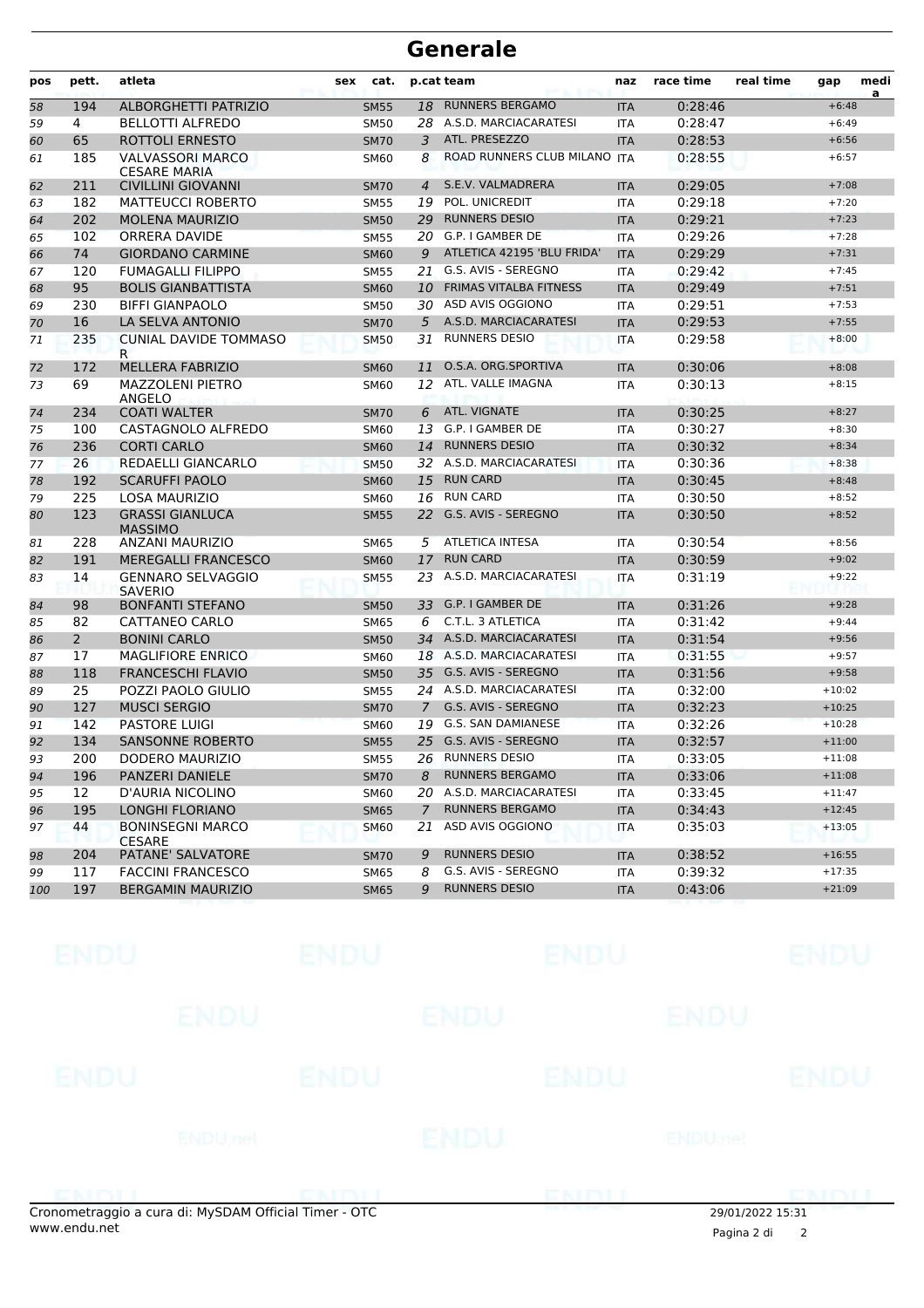# Generale

| pos | pett. | atleta | sex | cat. | p.cat | team | naz | race time | real time | gap | media |
|---|---|---|---|---|---|---|---|---|---|---|---|
| 58 | 194 | ALBORGHETTI PATRIZIO | | SM55 | 18 | RUNNERS BERGAMO | ITA | 0:28:46 | | +6:48 | |
| 59 | 4 | BELLOTTI ALFREDO | | SM50 | 28 | A.S.D. MARCIACARATESI | ITA | 0:28:47 | | +6:49 | |
| 60 | 65 | ROTTOLI ERNESTO | | SM70 | 3 | ATL. PRESEZZO | ITA | 0:28:53 | | +6:56 | |
| 61 | 185 | VALVASSORI MARCO CESARE MARIA | | SM60 | 8 | ROAD RUNNERS CLUB MILANO | ITA | 0:28:55 | | +6:57 | |
| 62 | 211 | CIVILLINI GIOVANNI | | SM70 | 4 | S.E.V. VALMADRERA | ITA | 0:29:05 | | +7:08 | |
| 63 | 182 | MATTEUCCI ROBERTO | | SM55 | 19 | POL. UNICREDIT | ITA | 0:29:18 | | +7:20 | |
| 64 | 202 | MOLENA MAURIZIO | | SM50 | 29 | RUNNERS DESIO | ITA | 0:29:21 | | +7:23 | |
| 65 | 102 | ORRERA DAVIDE | | SM55 | 20 | G.P. I GAMBER DE | ITA | 0:29:26 | | +7:28 | |
| 66 | 74 | GIORDANO CARMINE | | SM60 | 9 | ATLETICA 42195 'BLU FRIDA' | ITA | 0:29:29 | | +7:31 | |
| 67 | 120 | FUMAGALLI FILIPPO | | SM55 | 21 | G.S. AVIS - SEREGNO | ITA | 0:29:42 | | +7:45 | |
| 68 | 95 | BOLIS GIANBATTISTA | | SM60 | 10 | FRIMAS VITALBA FITNESS | ITA | 0:29:49 | | +7:51 | |
| 69 | 230 | BIFFI GIANPAOLO | | SM50 | 30 | ASD AVIS OGGIONO | ITA | 0:29:51 | | +7:53 | |
| 70 | 16 | LA SELVA ANTONIO | | SM70 | 5 | A.S.D. MARCIACARATESI | ITA | 0:29:53 | | +7:55 | |
| 71 | 235 | CUNIAL DAVIDE TOMMASO R | | SM50 | 31 | RUNNERS DESIO | ITA | 0:29:58 | | +8:00 | |
| 72 | 172 | MELLERA FABRIZIO | | SM60 | 11 | O.S.A. ORG.SPORTIVA | ITA | 0:30:06 | | +8:08 | |
| 73 | 69 | MAZZOLENI PIETRO ANGELO | | SM60 | 12 | ATL. VALLE IMAGNA | ITA | 0:30:13 | | +8:15 | |
| 74 | 234 | COATI WALTER | | SM70 | 6 | ATL. VIGNATE | ITA | 0:30:25 | | +8:27 | |
| 75 | 100 | CASTAGNOLO ALFREDO | | SM60 | 13 | G.P. I GAMBER DE | ITA | 0:30:27 | | +8:30 | |
| 76 | 236 | CORTI CARLO | | SM60 | 14 | RUNNERS DESIO | ITA | 0:30:32 | | +8:34 | |
| 77 | 26 | REDAELLI GIANCARLO | | SM50 | 32 | A.S.D. MARCIACARATESI | ITA | 0:30:36 | | +8:38 | |
| 78 | 192 | SCARUFFI PAOLO | | SM60 | 15 | RUN CARD | ITA | 0:30:45 | | +8:48 | |
| 79 | 225 | LOSA MAURIZIO | | SM60 | 16 | RUN CARD | ITA | 0:30:50 | | +8:52 | |
| 80 | 123 | GRASSI GIANLUCA MASSIMO | | SM55 | 22 | G.S. AVIS - SEREGNO | ITA | 0:30:50 | | +8:52 | |
| 81 | 228 | ANZANI MAURIZIO | | SM65 | 5 | ATLETICA INTESA | ITA | 0:30:54 | | +8:56 | |
| 82 | 191 | MEREGALLI FRANCESCO | | SM60 | 17 | RUN CARD | ITA | 0:30:59 | | +9:02 | |
| 83 | 14 | GENNARO SELVAGGIO SAVERIO | | SM55 | 23 | A.S.D. MARCIACARATESI | ITA | 0:31:19 | | +9:22 | |
| 84 | 98 | BONFANTI STEFANO | | SM50 | 33 | G.P. I GAMBER DE | ITA | 0:31:26 | | +9:28 | |
| 85 | 82 | CATTANEO CARLO | | SM65 | 6 | C.T.L. 3 ATLETICA | ITA | 0:31:42 | | +9:44 | |
| 86 | 2 | BONINI CARLO | | SM50 | 34 | A.S.D. MARCIACARATESI | ITA | 0:31:54 | | +9:56 | |
| 87 | 17 | MAGLIFIORE ENRICO | | SM60 | 18 | A.S.D. MARCIACARATESI | ITA | 0:31:55 | | +9:57 | |
| 88 | 118 | FRANCESCHI FLAVIO | | SM50 | 35 | G.S. AVIS - SEREGNO | ITA | 0:31:56 | | +9:58 | |
| 89 | 25 | POZZI PAOLO GIULIO | | SM55 | 24 | A.S.D. MARCIACARATESI | ITA | 0:32:00 | | +10:02 | |
| 90 | 127 | MUSCI SERGIO | | SM70 | 7 | G.S. AVIS - SEREGNO | ITA | 0:32:23 | | +10:25 | |
| 91 | 142 | PASTORE LUIGI | | SM60 | 19 | G.S. SAN DAMIANESE | ITA | 0:32:26 | | +10:28 | |
| 92 | 134 | SANSONNE ROBERTO | | SM55 | 25 | G.S. AVIS - SEREGNO | ITA | 0:32:57 | | +11:00 | |
| 93 | 200 | DODERO MAURIZIO | | SM55 | 26 | RUNNERS DESIO | ITA | 0:33:05 | | +11:08 | |
| 94 | 196 | PANZERI DANIELE | | SM70 | 8 | RUNNERS BERGAMO | ITA | 0:33:06 | | +11:08 | |
| 95 | 12 | D'AURIA NICOLINO | | SM60 | 20 | A.S.D. MARCIACARATESI | ITA | 0:33:45 | | +11:47 | |
| 96 | 195 | LONGHI FLORIANO | | SM65 | 7 | RUNNERS BERGAMO | ITA | 0:34:43 | | +12:45 | |
| 97 | 44 | BONINSEGNI MARCO CESARE | | SM60 | 21 | ASD AVIS OGGIONO | ITA | 0:35:03 | | +13:05 | |
| 98 | 204 | PATANE' SALVATORE | | SM70 | 9 | RUNNERS DESIO | ITA | 0:38:52 | | +16:55 | |
| 99 | 117 | FACCINI FRANCESCO | | SM65 | 8 | G.S. AVIS - SEREGNO | ITA | 0:39:32 | | +17:35 | |
| 100 | 197 | BERGAMIN MAURIZIO | | SM65 | 9 | RUNNERS DESIO | ITA | 0:43:06 | | +21:09 | |

Cronometraggio a cura di: MySDAM Official Timer - OTC
www.endu.net

29/01/2022 15:31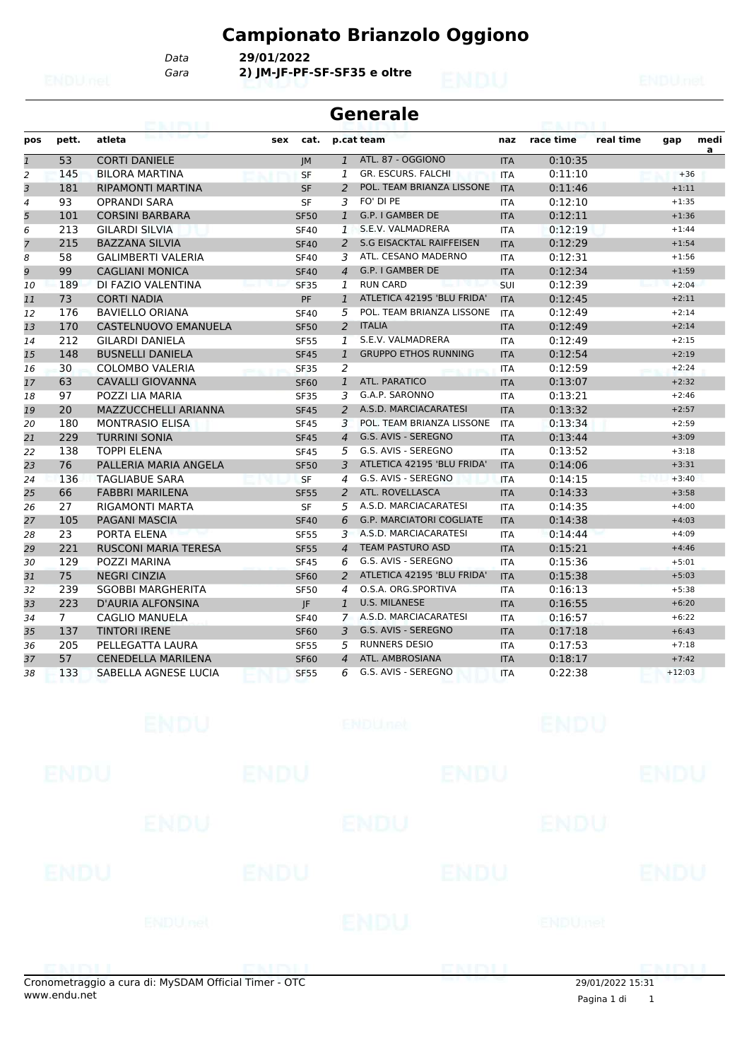# Campionato Brianzolo Oggiono

*Data* **29/01/2022**
*Gara* **2) JM-JF-PF-SF-SF35 e oltre**

## Generale

| pos | pett. | atleta | sex | cat. | p.cat | team | naz | race time | real time | gap | media |
|---|---|---|---|---|---|---|---|---|---|---|---|
| 1 | 53 | CORTI DANIELE | | JM | 1 | ATL. 87 - OGGIONO | ITA | 0:10:35 | | | |
| 2 | 145 | BILORA MARTINA | | SF | 1 | GR. ESCURS. FALCHI | ITA | 0:11:10 | | +36 | |
| 3 | 181 | RIPAMONTI MARTINA | | SF | 2 | POL. TEAM BRIANZA LISSONE | ITA | 0:11:46 | | +1:11 | |
| 4 | 93 | OPRANDI SARA | | SF | 3 | FO' DI PE | ITA | 0:12:10 | | +1:35 | |
| 5 | 101 | CORSINI BARBARA | | SF50 | 1 | G.P. I GAMBER DE | ITA | 0:12:11 | | +1:36 | |
| 6 | 213 | GILARDI SILVIA | | SF40 | 1 | S.E.V. VALMADRERA | ITA | 0:12:19 | | +1:44 | |
| 7 | 215 | BAZZANA SILVIA | | SF40 | 2 | S.G EISACKTAL RAIFFEISEN | ITA | 0:12:29 | | +1:54 | |
| 8 | 58 | GALIMBERTI VALERIA | | SF40 | 3 | ATL. CESANO MADERNO | ITA | 0:12:31 | | +1:56 | |
| 9 | 99 | CAGLIANI MONICA | | SF40 | 4 | G.P. I GAMBER DE | ITA | 0:12:34 | | +1:59 | |
| 10 | 189 | DI FAZIO VALENTINA | | SF35 | 1 | RUN CARD | SUI | 0:12:39 | | +2:04 | |
| 11 | 73 | CORTI NADIA | | PF | 1 | ATLETICA 42195 'BLU FRIDA' | ITA | 0:12:45 | | +2:11 | |
| 12 | 176 | BAVIELLO ORIANA | | SF40 | 5 | POL. TEAM BRIANZA LISSONE | ITA | 0:12:49 | | +2:14 | |
| 13 | 170 | CASTELNUOVO EMANUELA | | SF50 | 2 | ITALIA | ITA | 0:12:49 | | +2:14 | |
| 14 | 212 | GILARDI DANIELA | | SF55 | 1 | S.E.V. VALMADRERA | ITA | 0:12:49 | | +2:15 | |
| 15 | 148 | BUSNELLI DANIELA | | SF45 | 1 | GRUPPO ETHOS RUNNING | ITA | 0:12:54 | | +2:19 | |
| 16 | 30 | COLOMBO VALERIA | | SF35 | 2 | | ITA | 0:12:59 | | +2:24 | |
| 17 | 63 | CAVALLI GIOVANNA | | SF60 | 1 | ATL. PARATICO | ITA | 0:13:07 | | +2:32 | |
| 18 | 97 | POZZI LIA MARIA | | SF35 | 3 | G.A.P. SARONNO | ITA | 0:13:21 | | +2:46 | |
| 19 | 20 | MAZZUCCHELLI ARIANNA | | SF45 | 2 | A.S.D. MARCIACARATESI | ITA | 0:13:32 | | +2:57 | |
| 20 | 180 | MONTRASIO ELISA | | SF45 | 3 | POL. TEAM BRIANZA LISSONE | ITA | 0:13:34 | | +2:59 | |
| 21 | 229 | TURRINI SONIA | | SF45 | 4 | G.S. AVIS - SEREGNO | ITA | 0:13:44 | | +3:09 | |
| 22 | 138 | TOPPI ELENA | | SF45 | 5 | G.S. AVIS - SEREGNO | ITA | 0:13:52 | | +3:18 | |
| 23 | 76 | PALLERIA MARIA ANGELA | | SF50 | 3 | ATLETICA 42195 'BLU FRIDA' | ITA | 0:14:06 | | +3:31 | |
| 24 | 136 | TAGLIABUE SARA | | SF | 4 | G.S. AVIS - SEREGNO | ITA | 0:14:15 | | +3:40 | |
| 25 | 66 | FABBRI MARILENA | | SF55 | 2 | ATL. ROVELLASCA | ITA | 0:14:33 | | +3:58 | |
| 26 | 27 | RIGAMONTI MARTA | | SF | 5 | A.S.D. MARCIACARATESI | ITA | 0:14:35 | | +4:00 | |
| 27 | 105 | PAGANI MASCIA | | SF40 | 6 | G.P. MARCIATORI COGLIATE | ITA | 0:14:38 | | +4:03 | |
| 28 | 23 | PORTA ELENA | | SF55 | 3 | A.S.D. MARCIACARATESI | ITA | 0:14:44 | | +4:09 | |
| 29 | 221 | RUSCONI MARIA TERESA | | SF55 | 4 | TEAM PASTURO ASD | ITA | 0:15:21 | | +4:46 | |
| 30 | 129 | POZZI MARINA | | SF45 | 6 | G.S. AVIS - SEREGNO | ITA | 0:15:36 | | +5:01 | |
| 31 | 75 | NEGRI CINZIA | | SF60 | 2 | ATLETICA 42195 'BLU FRIDA' | ITA | 0:15:38 | | +5:03 | |
| 32 | 239 | SGOBBI MARGHERITA | | SF50 | 4 | O.S.A. ORG.SPORTIVA | ITA | 0:16:13 | | +5:38 | |
| 33 | 223 | D'AURIA ALFONSINA | | JF | 1 | U.S. MILANESE | ITA | 0:16:55 | | +6:20 | |
| 34 | 7 | CAGLIO MANUELA | | SF40 | 7 | A.S.D. MARCIACARATESI | ITA | 0:16:57 | | +6:22 | |
| 35 | 137 | TINTORI IRENE | | SF60 | 3 | G.S. AVIS - SEREGNO | ITA | 0:17:18 | | +6:43 | |
| 36 | 205 | PELLEGATTA LAURA | | SF55 | 5 | RUNNERS DESIO | ITA | 0:17:53 | | +7:18 | |
| 37 | 57 | CENEDELLA MARILENA | | SF60 | 4 | ATL. AMBROSIANA | ITA | 0:18:17 | | +7:42 | |
| 38 | 133 | SABELLA AGNESE LUCIA | | SF55 | 6 | G.S. AVIS - SEREGNO | ITA | 0:22:38 | | +12:03 | |

Cronometraggio a cura di: MySDAM Official Timer - OTC
www.endu.net

29/01/2022 15:31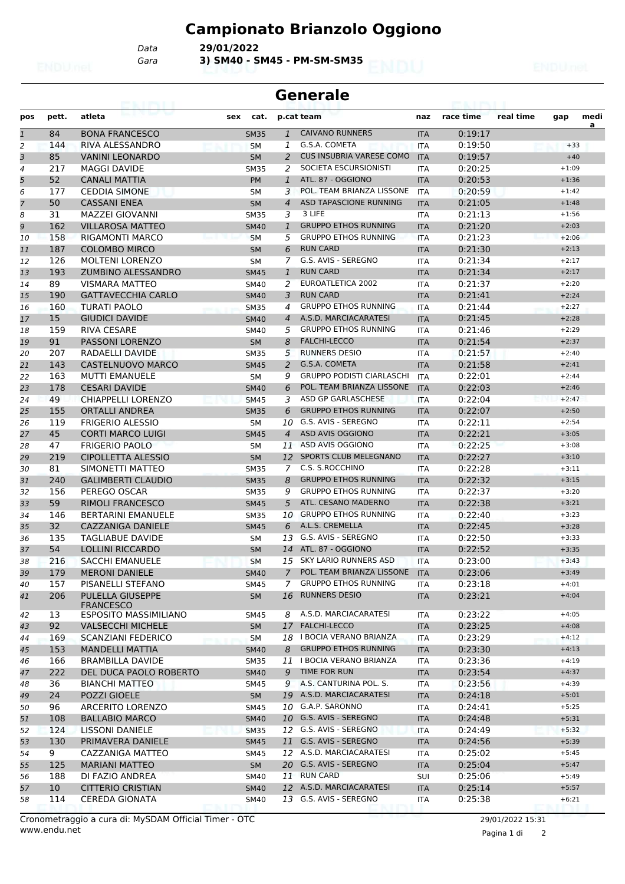# Campionato Brianzolo Oggiono

Data **29/01/2022**

Gara **3) SM40 - SM45 - PM-SM-SM35**

## Generale

| pos | pett. | atleta | sex | cat. | p.cat | team | naz | race time | real time | gap | medi a |
|---|---|---|---|---|---|---|---|---|---|---|---|
| 1 | 84 | BONA FRANCESCO | | SM35 | 1 | CAIVANO RUNNERS | ITA | 0:19:17 | | | |
| 2 | 144 | RIVA ALESSANDRO | | SM | 1 | G.S.A. COMETA | ITA | 0:19:50 | | +33 | |
| 3 | 85 | VANINI LEONARDO | | SM | 2 | CUS INSUBRIA VARESE COMO | ITA | 0:19:57 | | +40 | |
| 4 | 217 | MAGGI DAVIDE | | SM35 | 2 | SOCIETA ESCURSIONISTI | ITA | 0:20:25 | | +1:09 | |
| 5 | 52 | CANALI MATTIA | | PM | 1 | ATL. 87 - OGGIONO | ITA | 0:20:53 | | +1:36 | |
| 6 | 177 | CEDDIA SIMONE | | SM | 3 | POL. TEAM BRIANZA LISSONE | ITA | 0:20:59 | | +1:42 | |
| 7 | 50 | CASSANI ENEA | | SM | 4 | ASD TAPASCIONE RUNNING | ITA | 0:21:05 | | +1:48 | |
| 8 | 31 | MAZZEI GIOVANNI | | SM35 | 3 | 3 LIFE | ITA | 0:21:13 | | +1:56 | |
| 9 | 162 | VILLAROSA MATTEO | | SM40 | 1 | GRUPPO ETHOS RUNNING | ITA | 0:21:20 | | +2:03 | |
| 10 | 158 | RIGAMONTI MARCO | | SM | 5 | GRUPPO ETHOS RUNNING | ITA | 0:21:23 | | +2:06 | |
| 11 | 187 | COLOMBO MIRCO | | SM | 6 | RUN CARD | ITA | 0:21:30 | | +2:13 | |
| 12 | 126 | MOLTENI LORENZO | | SM | 7 | G.S. AVIS - SEREGNO | ITA | 0:21:34 | | +2:17 | |
| 13 | 193 | ZUMBINO ALESSANDRO | | SM45 | 1 | RUN CARD | ITA | 0:21:34 | | +2:17 | |
| 14 | 89 | VISMARA MATTEO | | SM40 | 2 | EUROATLETICA 2002 | ITA | 0:21:37 | | +2:20 | |
| 15 | 190 | GATTAVECCHIA CARLO | | SM40 | 3 | RUN CARD | ITA | 0:21:41 | | +2:24 | |
| 16 | 160 | TURATI PAOLO | | SM35 | 4 | GRUPPO ETHOS RUNNING | ITA | 0:21:44 | | +2:27 | |
| 17 | 15 | GIUDICI DAVIDE | | SM40 | 4 | A.S.D. MARCIACARATESI | ITA | 0:21:45 | | +2:28 | |
| 18 | 159 | RIVA CESARE | | SM40 | 5 | GRUPPO ETHOS RUNNING | ITA | 0:21:46 | | +2:29 | |
| 19 | 91 | PASSONI LORENZO | | SM | 8 | FALCHI-LECCO | ITA | 0:21:54 | | +2:37 | |
| 20 | 207 | RADAELLI DAVIDE | | SM35 | 5 | RUNNERS DESIO | ITA | 0:21:57 | | +2:40 | |
| 21 | 143 | CASTELNUOVO MARCO | | SM45 | 2 | G.S.A. COMETA | ITA | 0:21:58 | | +2:41 | |
| 22 | 163 | MUTTI EMANUELE | | SM | 9 | GRUPPO PODISTI CIARLASCHI | ITA | 0:22:01 | | +2:44 | |
| 23 | 178 | CESARI DAVIDE | | SM40 | 6 | POL. TEAM BRIANZA LISSONE | ITA | 0:22:03 | | +2:46 | |
| 24 | 49 | CHIAPPELLI LORENZO | | SM45 | 3 | ASD GP GARLASCHESE | ITA | 0:22:04 | | +2:47 | |
| 25 | 155 | ORTALLI ANDREA | | SM35 | 6 | GRUPPO ETHOS RUNNING | ITA | 0:22:07 | | +2:50 | |
| 26 | 119 | FRIGERIO ALESSIO | | SM | 10 | G.S. AVIS - SEREGNO | ITA | 0:22:11 | | +2:54 | |
| 27 | 45 | CORTI MARCO LUIGI | | SM45 | 4 | ASD AVIS OGGIONO | ITA | 0:22:21 | | +3:05 | |
| 28 | 47 | FRIGERIO PAOLO | | SM | 11 | ASD AVIS OGGIONO | ITA | 0:22:25 | | +3:08 | |
| 29 | 219 | CIPOLLETTA ALESSIO | | SM | 12 | SPORTS CLUB MELEGNANO | ITA | 0:22:27 | | +3:10 | |
| 30 | 81 | SIMONETTI MATTEO | | SM35 | 7 | C.S. S.ROCCHINO | ITA | 0:22:28 | | +3:11 | |
| 31 | 240 | GALIMBERTI CLAUDIO | | SM35 | 8 | GRUPPO ETHOS RUNNING | ITA | 0:22:32 | | +3:15 | |
| 32 | 156 | PEREGO OSCAR | | SM35 | 9 | GRUPPO ETHOS RUNNING | ITA | 0:22:37 | | +3:20 | |
| 33 | 59 | RIMOLI FRANCESCO | | SM45 | 5 | ATL. CESANO MADERNO | ITA | 0:22:38 | | +3:21 | |
| 34 | 146 | BERTARINI EMANUELE | | SM35 | 10 | GRUPPO ETHOS RUNNING | ITA | 0:22:40 | | +3:23 | |
| 35 | 32 | CAZZANIGA DANIELE | | SM45 | 6 | A.L.S. CREMELLA | ITA | 0:22:45 | | +3:28 | |
| 36 | 135 | TAGLIABUE DAVIDE | | SM | 13 | G.S. AVIS - SEREGNO | ITA | 0:22:50 | | +3:33 | |
| 37 | 54 | LOLLINI RICCARDO | | SM | 14 | ATL. 87 - OGGIONO | ITA | 0:22:52 | | +3:35 | |
| 38 | 216 | SACCHI EMANUELE | | SM | 15 | SKY LARIO RUNNERS ASD | ITA | 0:23:00 | | +3:43 | |
| 39 | 179 | MERONI DANIELE | | SM40 | 7 | POL. TEAM BRIANZA LISSONE | ITA | 0:23:06 | | +3:49 | |
| 40 | 157 | PISANELLI STEFANO | | SM45 | 7 | GRUPPO ETHOS RUNNING | ITA | 0:23:18 | | +4:01 | |
| 41 | 206 | PULELLA GIUSEPPE FRANCESCO | | SM | 16 | RUNNERS DESIO | ITA | 0:23:21 | | +4:04 | |
| 42 | 13 | ESPOSITO MASSIMILIANO | | SM45 | 8 | A.S.D. MARCIACARATESI | ITA | 0:23:22 | | +4:05 | |
| 43 | 92 | VALSECCHI MICHELE | | SM | 17 | FALCHI-LECCO | ITA | 0:23:25 | | +4:08 | |
| 44 | 169 | SCANZIANI FEDERICO | | SM | 18 | I BOCIA VERANO BRIANZA | ITA | 0:23:29 | | +4:12 | |
| 45 | 153 | MANDELLI MATTIA | | SM40 | 8 | GRUPPO ETHOS RUNNING | ITA | 0:23:30 | | +4:13 | |
| 46 | 166 | BRAMBILLA DAVIDE | | SM35 | 11 | I BOCIA VERANO BRIANZA | ITA | 0:23:36 | | +4:19 | |
| 47 | 222 | DEL DUCA PAOLO ROBERTO | | SM40 | 9 | TIME FOR RUN | ITA | 0:23:54 | | +4:37 | |
| 48 | 36 | BIANCHI MATTEO | | SM45 | 9 | A.S. CANTURINA POL. S. | ITA | 0:23:56 | | +4:39 | |
| 49 | 24 | POZZI GIOELE | | SM | 19 | A.S.D. MARCIACARATESI | ITA | 0:24:18 | | +5:01 | |
| 50 | 96 | ARCERITO LORENZO | | SM45 | 10 | G.A.P. SARONNO | ITA | 0:24:41 | | +5:25 | |
| 51 | 108 | BALLABIO MARCO | | SM40 | 10 | G.S. AVIS - SEREGNO | ITA | 0:24:48 | | +5:31 | |
| 52 | 124 | LISSONI DANIELE | | SM35 | 12 | G.S. AVIS - SEREGNO | ITA | 0:24:49 | | +5:32 | |
| 53 | 130 | PRIMAVERA DANIELE | | SM45 | 11 | G.S. AVIS - SEREGNO | ITA | 0:24:56 | | +5:39 | |
| 54 | 9 | CAZZANIGA MATTEO | | SM45 | 12 | A.S.D. MARCIACARATESI | ITA | 0:25:02 | | +5:45 | |
| 55 | 125 | MARIANI MATTEO | | SM | 20 | G.S. AVIS - SEREGNO | ITA | 0:25:04 | | +5:47 | |
| 56 | 188 | DI FAZIO ANDREA | | SM40 | 11 | RUN CARD | SUI | 0:25:06 | | +5:49 | |
| 57 | 10 | CITTERIO CRISTIAN | | SM40 | 12 | A.S.D. MARCIACARATESI | ITA | 0:25:14 | | +5:57 | |
| 58 | 114 | CEREDA GIONATA | | SM40 | 13 | G.S. AVIS - SEREGNO | ITA | 0:25:38 | | +6:21 | |

Cronometraggio a cura di: MySDAM Official Timer - OTC
www.endu.net

29/01/2022 15:31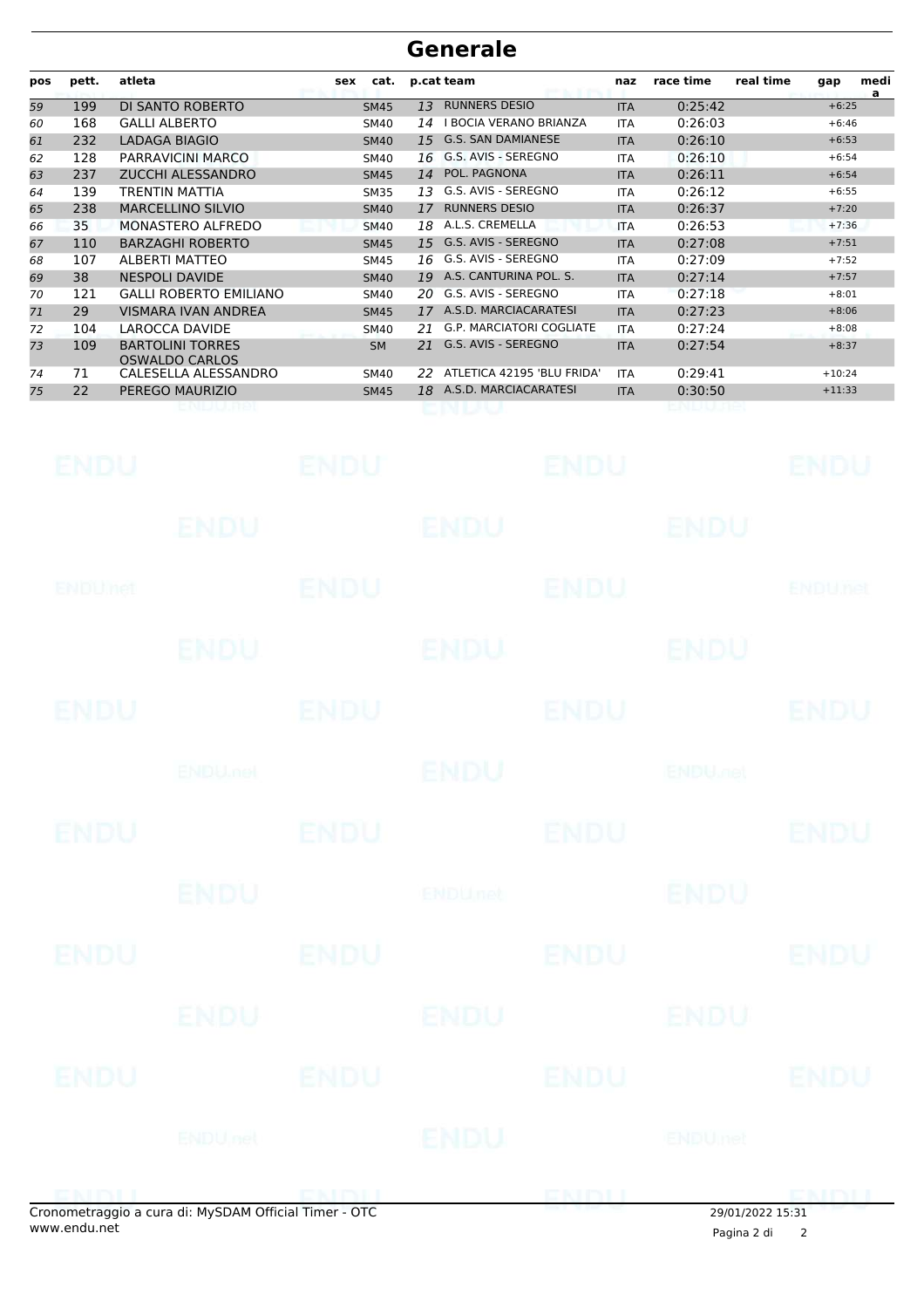# Generale

| pos | pett. | atleta | sex | cat. | p.cat | team | naz | race time | real time | gap | media |
|---|---|---|---|---|---|---|---|---|---|---|---|
| 59 | 199 | DI SANTO ROBERTO | | SM45 | 13 | RUNNERS DESIO | ITA | 0:25:42 | | +6:25 | |
| 60 | 168 | GALLI ALBERTO | | SM40 | 14 | I BOCIA VERANO BRIANZA | ITA | 0:26:03 | | +6:46 | |
| 61 | 232 | LADAGA BIAGIO | | SM40 | 15 | G.S. SAN DAMIANESE | ITA | 0:26:10 | | +6:53 | |
| 62 | 128 | PARRAVICINI MARCO | | SM40 | 16 | G.S. AVIS - SEREGNO | ITA | 0:26:10 | | +6:54 | |
| 63 | 237 | ZUCCHI ALESSANDRO | | SM45 | 14 | POL. PAGNONA | ITA | 0:26:11 | | +6:54 | |
| 64 | 139 | TRENTIN MATTIA | | SM35 | 13 | G.S. AVIS - SEREGNO | ITA | 0:26:12 | | +6:55 | |
| 65 | 238 | MARCELLINO SILVIO | | SM40 | 17 | RUNNERS DESIO | ITA | 0:26:37 | | +7:20 | |
| 66 | 35 | MONASTERO ALFREDO | | SM40 | 18 | A.L.S. CREMELLA | ITA | 0:26:53 | | +7:36 | |
| 67 | 110 | BARZAGHI ROBERTO | | SM45 | 15 | G.S. AVIS - SEREGNO | ITA | 0:27:08 | | +7:51 | |
| 68 | 107 | ALBERTI MATTEO | | SM45 | 16 | G.S. AVIS - SEREGNO | ITA | 0:27:09 | | +7:52 | |
| 69 | 38 | NESPOLI DAVIDE | | SM40 | 19 | A.S. CANTURINA POL. S. | ITA | 0:27:14 | | +7:57 | |
| 70 | 121 | GALLI ROBERTO EMILIANO | | SM40 | 20 | G.S. AVIS - SEREGNO | ITA | 0:27:18 | | +8:01 | |
| 71 | 29 | VISMARA IVAN ANDREA | | SM45 | 17 | A.S.D. MARCIACARATESI | ITA | 0:27:23 | | +8:06 | |
| 72 | 104 | LAROCCA DAVIDE | | SM40 | 21 | G.P. MARCIATORI COGLIATE | ITA | 0:27:24 | | +8:08 | |
| 73 | 109 | BARTOLINI TORRES OSWALDO CARLOS | | SM | 21 | G.S. AVIS - SEREGNO | ITA | 0:27:54 | | +8:37 | |
| 74 | 71 | CALESELLA ALESSANDRO | | SM40 | 22 | ATLETICA 42195 'BLU FRIDA' | ITA | 0:29:41 | | +10:24 | |
| 75 | 22 | PEREGO MAURIZIO | | SM45 | 18 | A.S.D. MARCIACARATESI | ITA | 0:30:50 | | +11:33 | |

Cronometraggio a cura di: MySDAM Official Timer - OTC
www.endu.net

29/01/2022 15:31